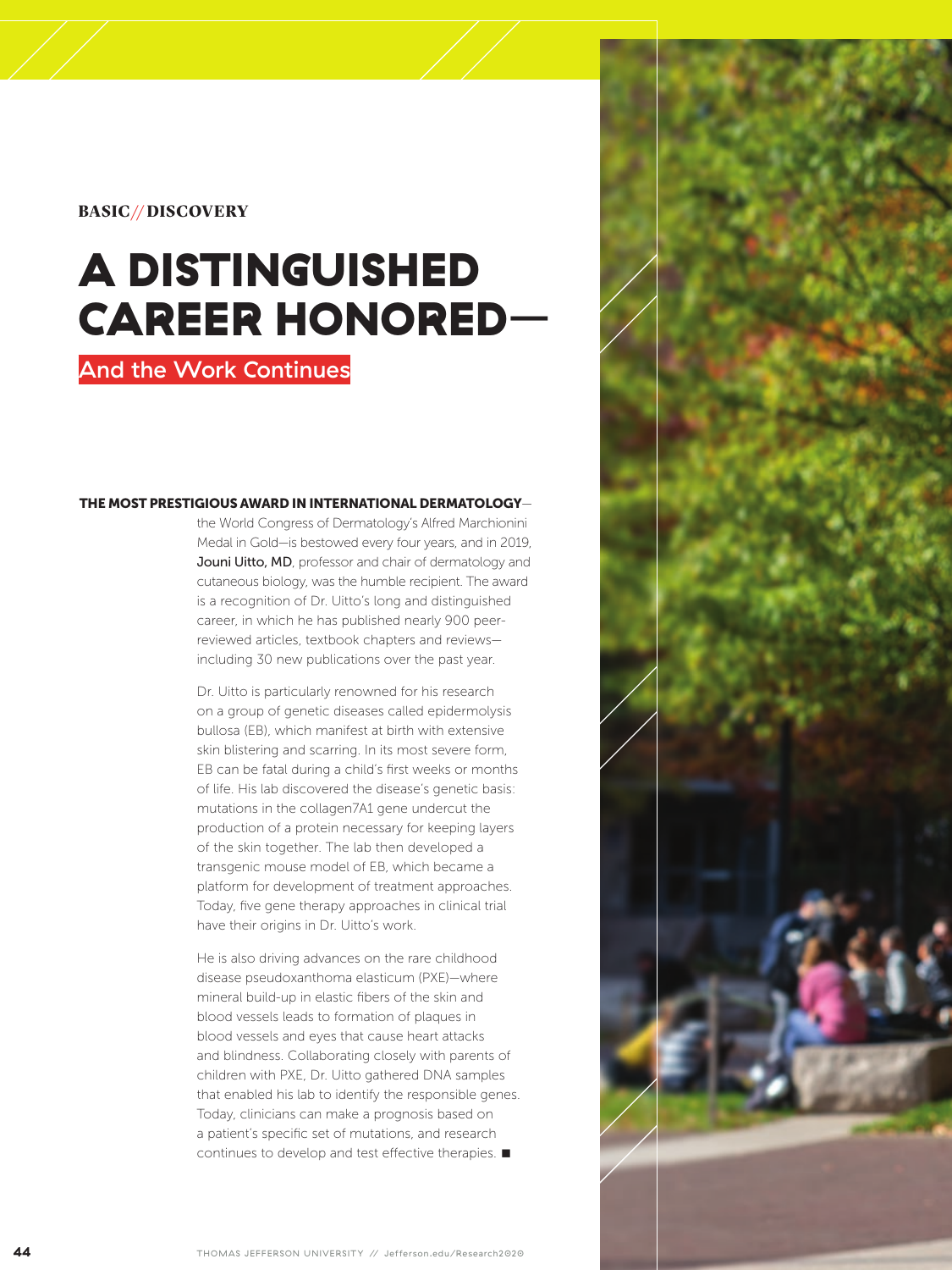BASIC // DISCOVERY

# A DISTINGUISHED CAREER HONORED—

## And the Work Continues

**THE MOST PRESTIGIOUS AWARD IN INTERNATIONAL DERMATOLOGY**—the World Congress of Dermatology's Alfred Marchionini Medal in Gold—is bestowed every four years, and in 2019, Jouni Uitto, MD, professor and chair of dermatology and cutaneous biology, was the humble recipient. The award is a recognition of Dr. Uitto's long and distinguished career, in which he has published nearly 900 peer-reviewed articles, textbook chapters and reviews—including 30 new publications over the past year.

Dr. Uitto is particularly renowned for his research on a group of genetic diseases called epidermolysis bullosa (EB), which manifest at birth with extensive skin blistering and scarring. In its most severe form, EB can be fatal during a child's first weeks or months of life. His lab discovered the disease's genetic basis: mutations in the collagen7A1 gene undercut the production of a protein necessary for keeping layers of the skin together. The lab then developed a transgenic mouse model of EB, which became a platform for development of treatment approaches. Today, five gene therapy approaches in clinical trial have their origins in Dr. Uitto's work.

He is also driving advances on the rare childhood disease pseudoxanthoma elasticum (PXE)—where mineral build-up in elastic fibers of the skin and blood vessels leads to formation of plaques in blood vessels and eyes that cause heart attacks and blindness. Collaborating closely with parents of children with PXE, Dr. Uitto gathered DNA samples that enabled his lab to identify the responsible genes. Today, clinicians can make a prognosis based on a patient's specific set of mutations, and research continues to develop and test effective therapies. ■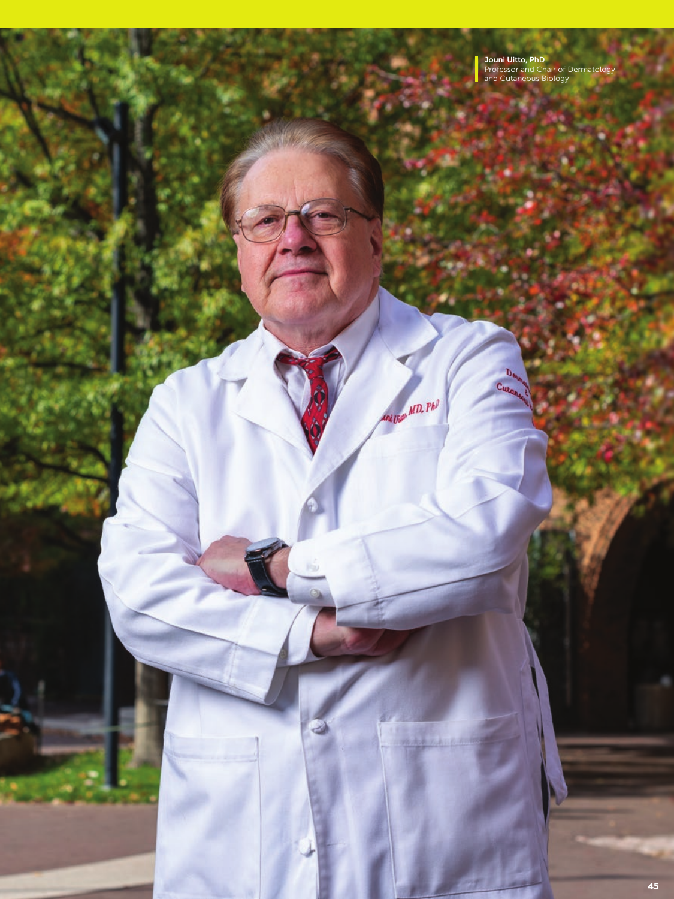**Jouni Uitto, PhD**
Professor and Chair of Dermatology and Cutaneous Biology